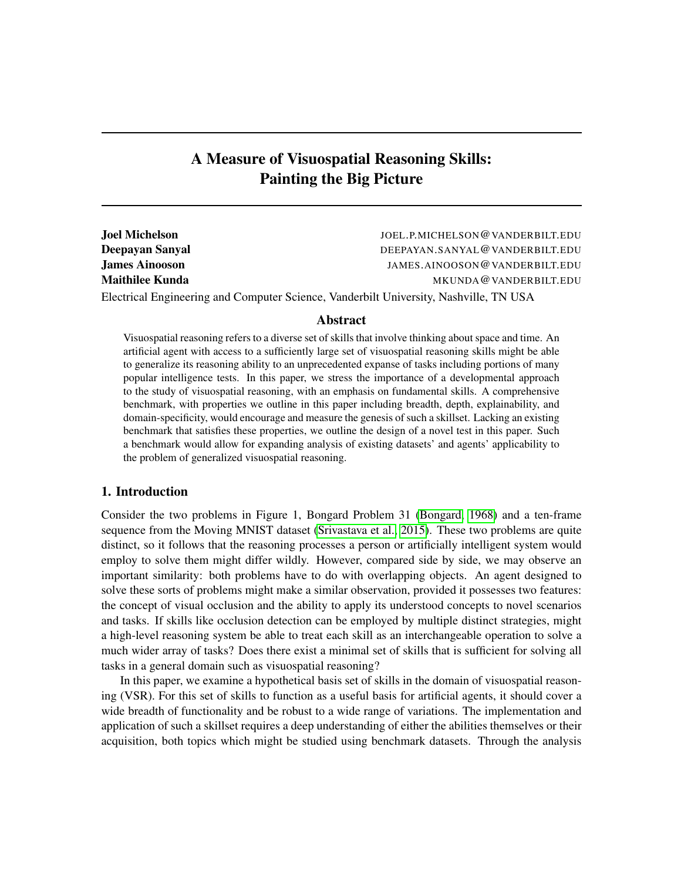# A Measure of Visuospatial Reasoning Skills: Painting the Big Picture

**Joel Michelson** JOEL.P.MICHELSON@VANDERBILT.EDU
**Deepayan Sanyal** DEEPAYAN.SANYAL@VANDERBILT.EDU
**James Ainooson** JAMES.AINOOSON@VANDERBILT.EDU
**Maithilee Kunda** MKUNDA@VANDERBILT.EDU

Electrical Engineering and Computer Science, Vanderbilt University, Nashville, TN USA

## Abstract

Visuospatial reasoning refers to a diverse set of skills that involve thinking about space and time. An artificial agent with access to a sufficiently large set of visuospatial reasoning skills might be able to generalize its reasoning ability to an unprecedented expanse of tasks including portions of many popular intelligence tests. In this paper, we stress the importance of a developmental approach to the study of visuospatial reasoning, with an emphasis on fundamental skills. A comprehensive benchmark, with properties we outline in this paper including breadth, depth, explainability, and domain-specificity, would encourage and measure the genesis of such a skillset. Lacking an existing benchmark that satisfies these properties, we outline the design of a novel test in this paper. Such a benchmark would allow for expanding analysis of existing datasets' and agents' applicability to the problem of generalized visuospatial reasoning.

## 1. Introduction

Consider the two problems in Figure 1, Bongard Problem 31 (Bongard, 1968) and a ten-frame sequence from the Moving MNIST dataset (Srivastava et al., 2015). These two problems are quite distinct, so it follows that the reasoning processes a person or artificially intelligent system would employ to solve them might differ wildly. However, compared side by side, we may observe an important similarity: both problems have to do with overlapping objects. An agent designed to solve these sorts of problems might make a similar observation, provided it possesses two features: the concept of visual occlusion and the ability to apply its understood concepts to novel scenarios and tasks. If skills like occlusion detection can be employed by multiple distinct strategies, might a high-level reasoning system be able to treat each skill as an interchangeable operation to solve a much wider array of tasks? Does there exist a minimal set of skills that is sufficient for solving all tasks in a general domain such as visuospatial reasoning?

In this paper, we examine a hypothetical basis set of skills in the domain of visuospatial reasoning (VSR). For this set of skills to function as a useful basis for artificial agents, it should cover a wide breadth of functionality and be robust to a wide range of variations. The implementation and application of such a skillset requires a deep understanding of either the abilities themselves or their acquisition, both topics which might be studied using benchmark datasets. Through the analysis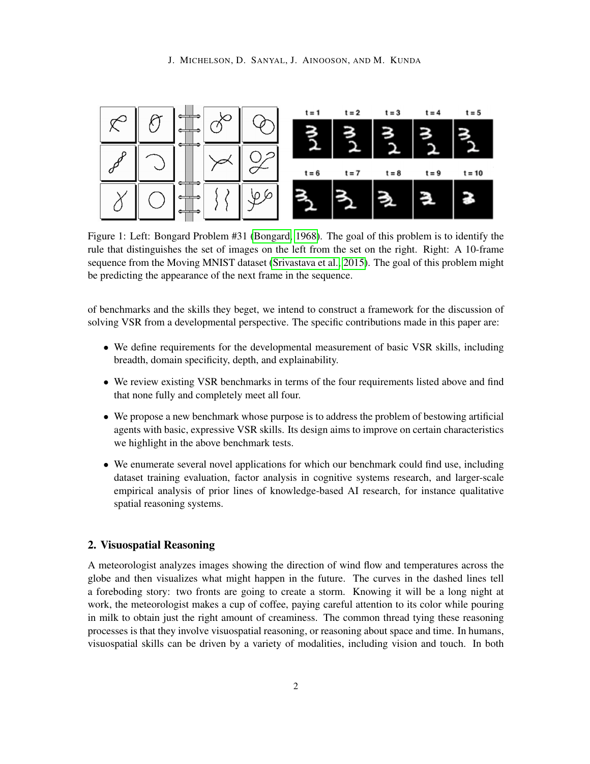Figure 1: Left: Bongard Problem #31 (Bongard, 1968). The goal of this problem is to identify the rule that distinguishes the set of images on the left from the set on the right. Right: A 10-frame sequence from the Moving MNIST dataset (Srivastava et al., 2015). The goal of this problem might be predicting the appearance of the next frame in the sequence.

of benchmarks and the skills they beget, we intend to construct a framework for the discussion of solving VSR from a developmental perspective. The specific contributions made in this paper are:

- We define requirements for the developmental measurement of basic VSR skills, including breadth, domain specificity, depth, and explainability.
- We review existing VSR benchmarks in terms of the four requirements listed above and find that none fully and completely meet all four.
- We propose a new benchmark whose purpose is to address the problem of bestowing artificial agents with basic, expressive VSR skills. Its design aims to improve on certain characteristics we highlight in the above benchmark tests.
- We enumerate several novel applications for which our benchmark could find use, including dataset training evaluation, factor analysis in cognitive systems research, and larger-scale empirical analysis of prior lines of knowledge-based AI research, for instance qualitative spatial reasoning systems.

## 2. Visuospatial Reasoning

A meteorologist analyzes images showing the direction of wind flow and temperatures across the globe and then visualizes what might happen in the future. The curves in the dashed lines tell a foreboding story: two fronts are going to create a storm. Knowing it will be a long night at work, the meteorologist makes a cup of coffee, paying careful attention to its color while pouring in milk to obtain just the right amount of creaminess. The common thread tying these reasoning processes is that they involve visuospatial reasoning, or reasoning about space and time. In humans, visuospatial skills can be driven by a variety of modalities, including vision and touch. In both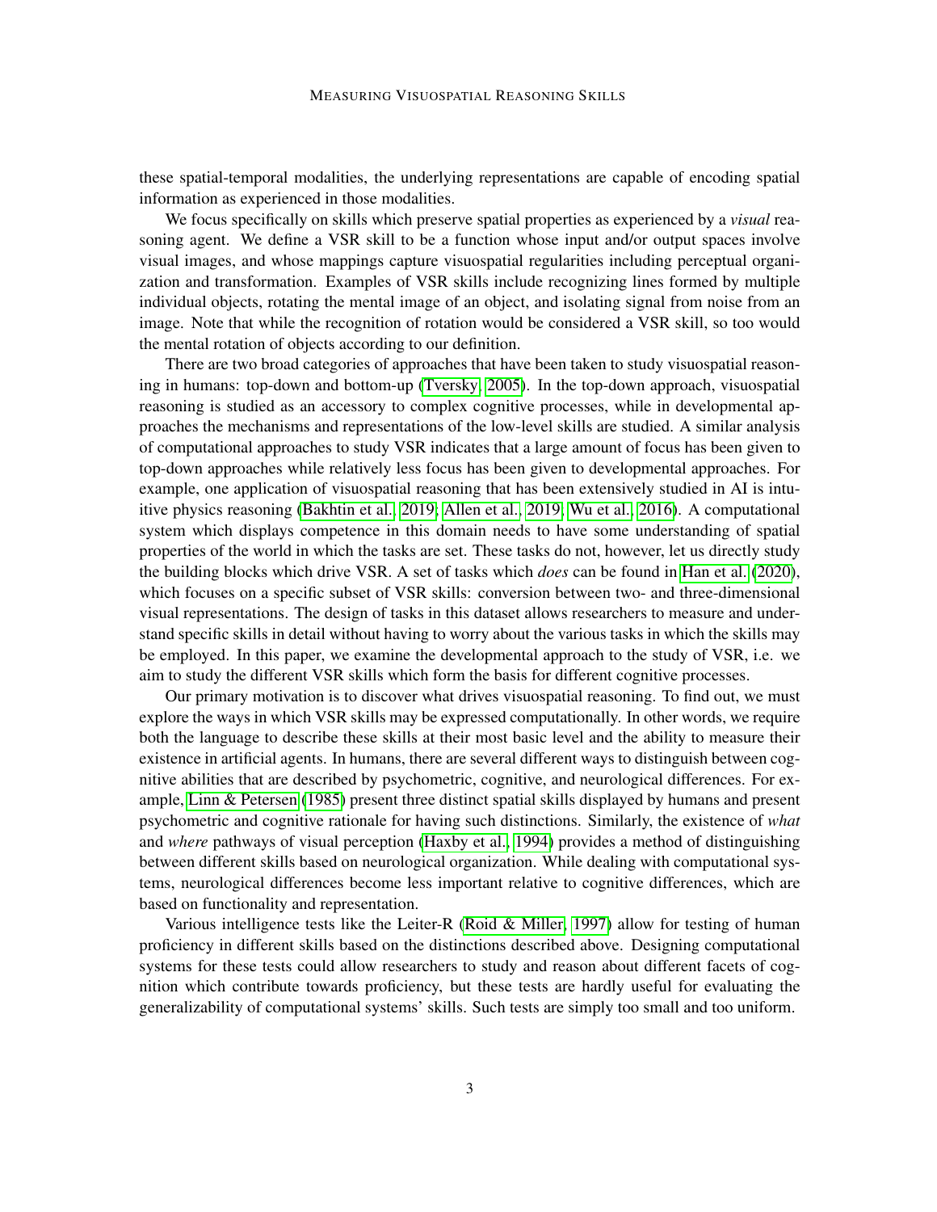these spatial-temporal modalities, the underlying representations are capable of encoding spatial information as experienced in those modalities.

We focus specifically on skills which preserve spatial properties as experienced by a *visual* reasoning agent. We define a VSR skill to be a function whose input and/or output spaces involve visual images, and whose mappings capture visuospatial regularities including perceptual organization and transformation. Examples of VSR skills include recognizing lines formed by multiple individual objects, rotating the mental image of an object, and isolating signal from noise from an image. Note that while the recognition of rotation would be considered a VSR skill, so too would the mental rotation of objects according to our definition.

There are two broad categories of approaches that have been taken to study visuospatial reasoning in humans: top-down and bottom-up (Tversky, 2005). In the top-down approach, visuospatial reasoning is studied as an accessory to complex cognitive processes, while in developmental approaches the mechanisms and representations of the low-level skills are studied. A similar analysis of computational approaches to study VSR indicates that a large amount of focus has been given to top-down approaches while relatively less focus has been given to developmental approaches. For example, one application of visuospatial reasoning that has been extensively studied in AI is intuitive physics reasoning (Bakhtin et al., 2019; Allen et al., 2019; Wu et al., 2016). A computational system which displays competence in this domain needs to have some understanding of spatial properties of the world in which the tasks are set. These tasks do not, however, let us directly study the building blocks which drive VSR. A set of tasks which *does* can be found in Han et al. (2020), which focuses on a specific subset of VSR skills: conversion between two- and three-dimensional visual representations. The design of tasks in this dataset allows researchers to measure and understand specific skills in detail without having to worry about the various tasks in which the skills may be employed. In this paper, we examine the developmental approach to the study of VSR, i.e. we aim to study the different VSR skills which form the basis for different cognitive processes.

Our primary motivation is to discover what drives visuospatial reasoning. To find out, we must explore the ways in which VSR skills may be expressed computationally. In other words, we require both the language to describe these skills at their most basic level and the ability to measure their existence in artificial agents. In humans, there are several different ways to distinguish between cognitive abilities that are described by psychometric, cognitive, and neurological differences. For example, Linn & Petersen (1985) present three distinct spatial skills displayed by humans and present psychometric and cognitive rationale for having such distinctions. Similarly, the existence of *what* and *where* pathways of visual perception (Haxby et al., 1994) provides a method of distinguishing between different skills based on neurological organization. While dealing with computational systems, neurological differences become less important relative to cognitive differences, which are based on functionality and representation.

Various intelligence tests like the Leiter-R (Roid & Miller, 1997) allow for testing of human proficiency in different skills based on the distinctions described above. Designing computational systems for these tests could allow researchers to study and reason about different facets of cognition which contribute towards proficiency, but these tests are hardly useful for evaluating the generalizability of computational systems' skills. Such tests are simply too small and too uniform.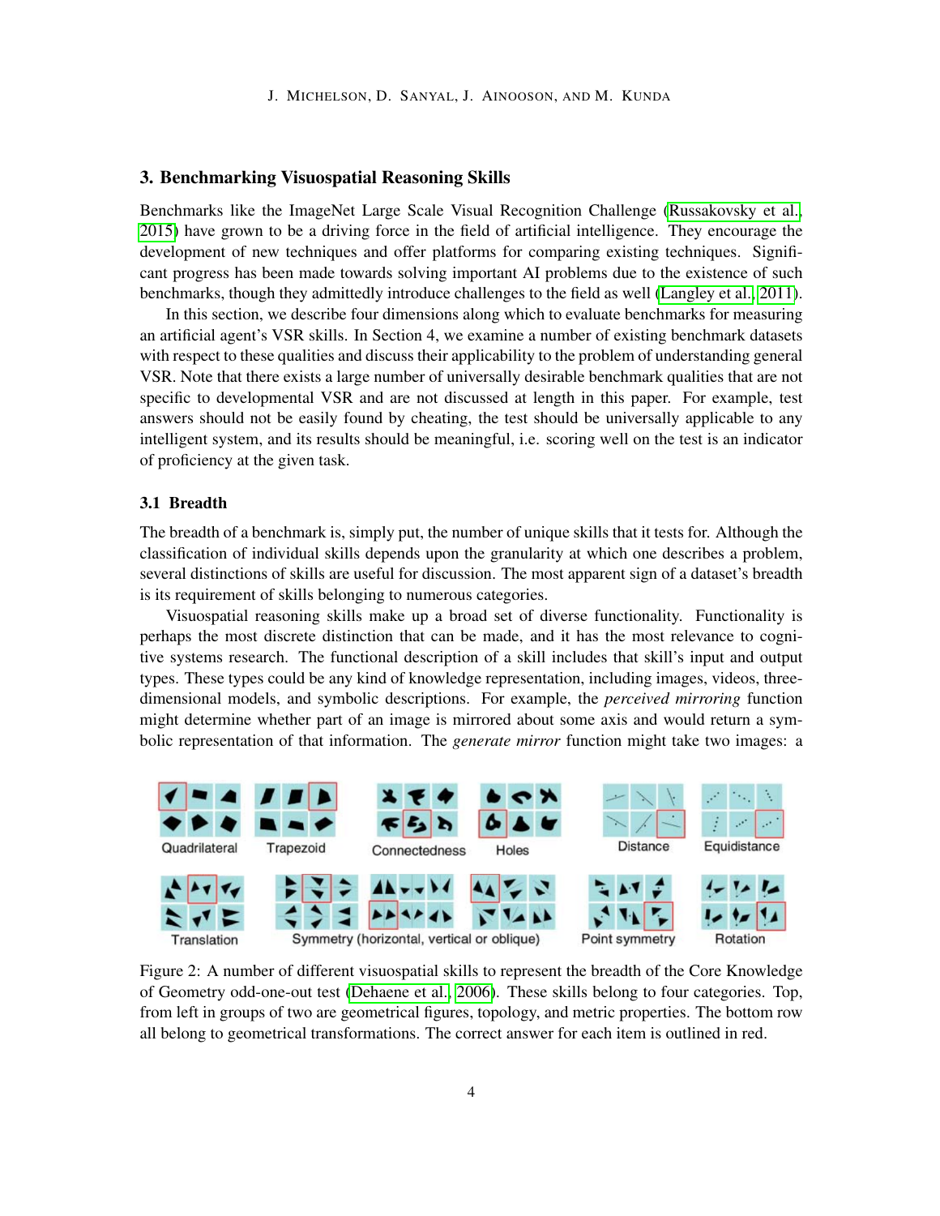## 3. Benchmarking Visuospatial Reasoning Skills

Benchmarks like the ImageNet Large Scale Visual Recognition Challenge (Russakovsky et al., 2015) have grown to be a driving force in the field of artificial intelligence. They encourage the development of new techniques and offer platforms for comparing existing techniques. Significant progress has been made towards solving important AI problems due to the existence of such benchmarks, though they admittedly introduce challenges to the field as well (Langley et al., 2011).

In this section, we describe four dimensions along which to evaluate benchmarks for measuring an artificial agent's VSR skills. In Section 4, we examine a number of existing benchmark datasets with respect to these qualities and discuss their applicability to the problem of understanding general VSR. Note that there exists a large number of universally desirable benchmark qualities that are not specific to developmental VSR and are not discussed at length in this paper. For example, test answers should not be easily found by cheating, the test should be universally applicable to any intelligent system, and its results should be meaningful, i.e. scoring well on the test is an indicator of proficiency at the given task.

### 3.1 Breadth

The breadth of a benchmark is, simply put, the number of unique skills that it tests for. Although the classification of individual skills depends upon the granularity at which one describes a problem, several distinctions of skills are useful for discussion. The most apparent sign of a dataset's breadth is its requirement of skills belonging to numerous categories.

Visuospatial reasoning skills make up a broad set of diverse functionality. Functionality is perhaps the most discrete distinction that can be made, and it has the most relevance to cognitive systems research. The functional description of a skill includes that skill's input and output types. These types could be any kind of knowledge representation, including images, videos, three-dimensional models, and symbolic descriptions. For example, the *perceived mirroring* function might determine whether part of an image is mirrored about some axis and would return a symbolic representation of that information. The *generate mirror* function might take two images: a

Figure 2: A number of different visuospatial skills to represent the breadth of the Core Knowledge of Geometry odd-one-out test (Dehaene et al., 2006). These skills belong to four categories. Top, from left in groups of two are geometrical figures, topology, and metric properties. The bottom row all belong to geometrical transformations. The correct answer for each item is outlined in red.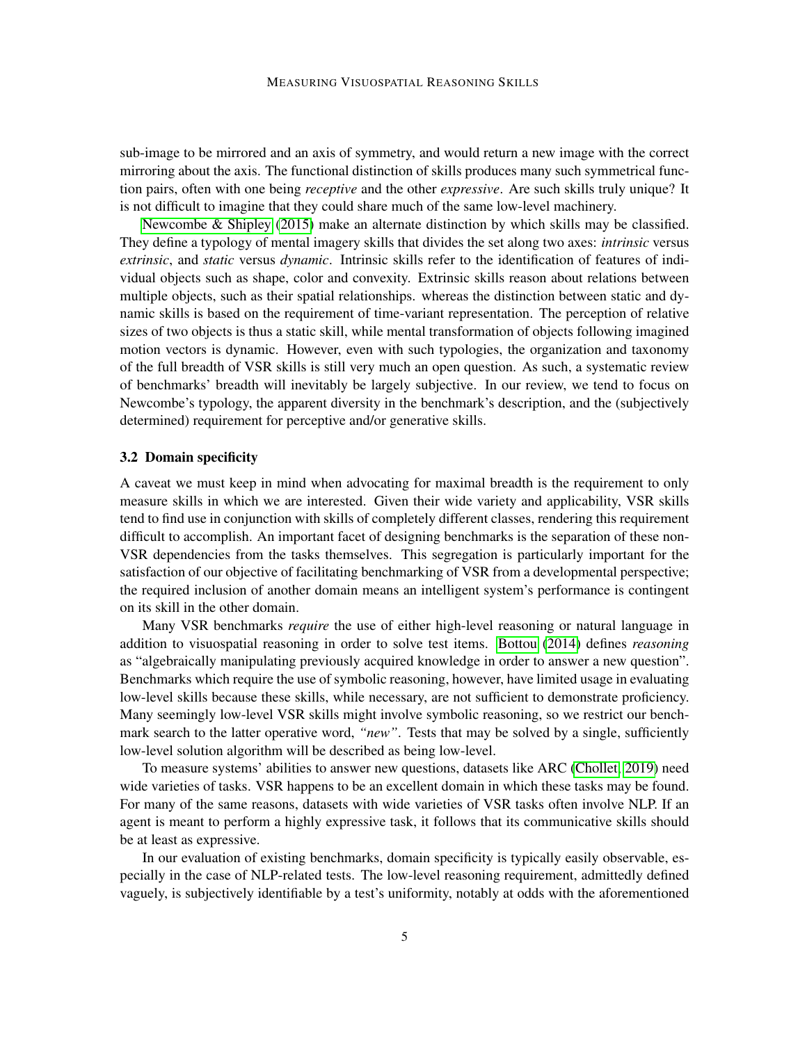sub-image to be mirrored and an axis of symmetry, and would return a new image with the correct mirroring about the axis. The functional distinction of skills produces many such symmetrical function pairs, often with one being *receptive* and the other *expressive*. Are such skills truly unique? It is not difficult to imagine that they could share much of the same low-level machinery.

Newcombe & Shipley (2015) make an alternate distinction by which skills may be classified. They define a typology of mental imagery skills that divides the set along two axes: *intrinsic* versus *extrinsic*, and *static* versus *dynamic*. Intrinsic skills refer to the identification of features of individual objects such as shape, color and convexity. Extrinsic skills reason about relations between multiple objects, such as their spatial relationships. whereas the distinction between static and dynamic skills is based on the requirement of time-variant representation. The perception of relative sizes of two objects is thus a static skill, while mental transformation of objects following imagined motion vectors is dynamic. However, even with such typologies, the organization and taxonomy of the full breadth of VSR skills is still very much an open question. As such, a systematic review of benchmarks' breadth will inevitably be largely subjective. In our review, we tend to focus on Newcombe's typology, the apparent diversity in the benchmark's description, and the (subjectively determined) requirement for perceptive and/or generative skills.

### 3.2 Domain specificity

A caveat we must keep in mind when advocating for maximal breadth is the requirement to only measure skills in which we are interested. Given their wide variety and applicability, VSR skills tend to find use in conjunction with skills of completely different classes, rendering this requirement difficult to accomplish. An important facet of designing benchmarks is the separation of these non-VSR dependencies from the tasks themselves. This segregation is particularly important for the satisfaction of our objective of facilitating benchmarking of VSR from a developmental perspective; the required inclusion of another domain means an intelligent system's performance is contingent on its skill in the other domain.

Many VSR benchmarks *require* the use of either high-level reasoning or natural language in addition to visuospatial reasoning in order to solve test items. Bottou (2014) defines *reasoning* as "algebraically manipulating previously acquired knowledge in order to answer a new question". Benchmarks which require the use of symbolic reasoning, however, have limited usage in evaluating low-level skills because these skills, while necessary, are not sufficient to demonstrate proficiency. Many seemingly low-level VSR skills might involve symbolic reasoning, so we restrict our benchmark search to the latter operative word, *"new"*. Tests that may be solved by a single, sufficiently low-level solution algorithm will be described as being low-level.

To measure systems' abilities to answer new questions, datasets like ARC (Chollet, 2019) need wide varieties of tasks. VSR happens to be an excellent domain in which these tasks may be found. For many of the same reasons, datasets with wide varieties of VSR tasks often involve NLP. If an agent is meant to perform a highly expressive task, it follows that its communicative skills should be at least as expressive.

In our evaluation of existing benchmarks, domain specificity is typically easily observable, especially in the case of NLP-related tests. The low-level reasoning requirement, admittedly defined vaguely, is subjectively identifiable by a test's uniformity, notably at odds with the aforementioned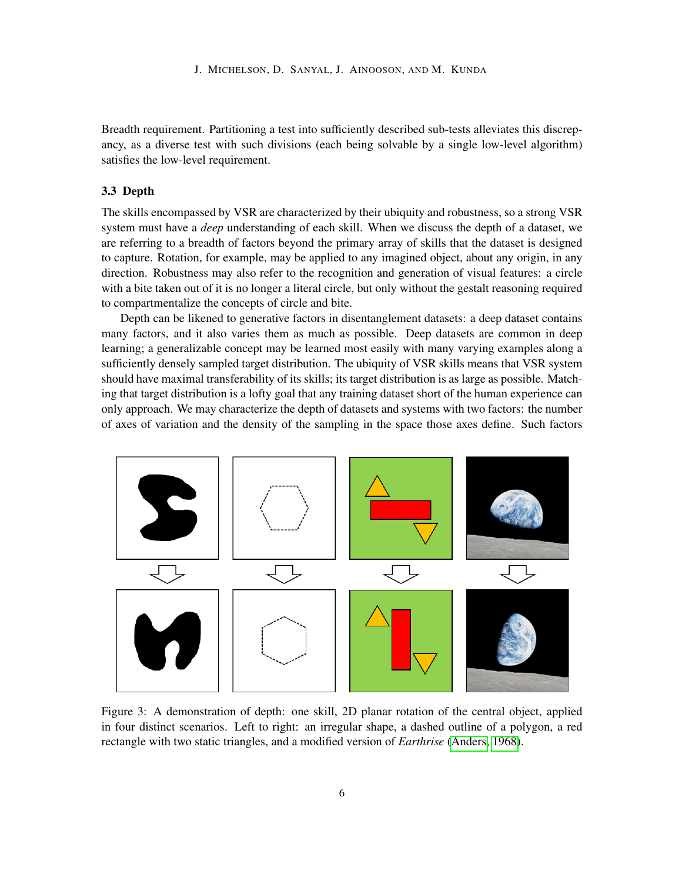Breadth requirement. Partitioning a test into sufficiently described sub-tests alleviates this discrepancy, as a diverse test with such divisions (each being solvable by a single low-level algorithm) satisfies the low-level requirement.

### 3.3 Depth

The skills encompassed by VSR are characterized by their ubiquity and robustness, so a strong VSR system must have a *deep* understanding of each skill. When we discuss the depth of a dataset, we are referring to a breadth of factors beyond the primary array of skills that the dataset is designed to capture. Rotation, for example, may be applied to any imagined object, about any origin, in any direction. Robustness may also refer to the recognition and generation of visual features: a circle with a bite taken out of it is no longer a literal circle, but only without the gestalt reasoning required to compartmentalize the concepts of circle and bite.

Depth can be likened to generative factors in disentanglement datasets: a deep dataset contains many factors, and it also varies them as much as possible. Deep datasets are common in deep learning; a generalizable concept may be learned most easily with many varying examples along a sufficiently densely sampled target distribution. The ubiquity of VSR skills means that VSR system should have maximal transferability of its skills; its target distribution is as large as possible. Matching that target distribution is a lofty goal that any training dataset short of the human experience can only approach. We may characterize the depth of datasets and systems with two factors: the number of axes of variation and the density of the sampling in the space those axes define. Such factors

Figure 3: A demonstration of depth: one skill, 2D planar rotation of the central object, applied in four distinct scenarios. Left to right: an irregular shape, a dashed outline of a polygon, a red rectangle with two static triangles, and a modified version of *Earthrise* (Anders, 1968).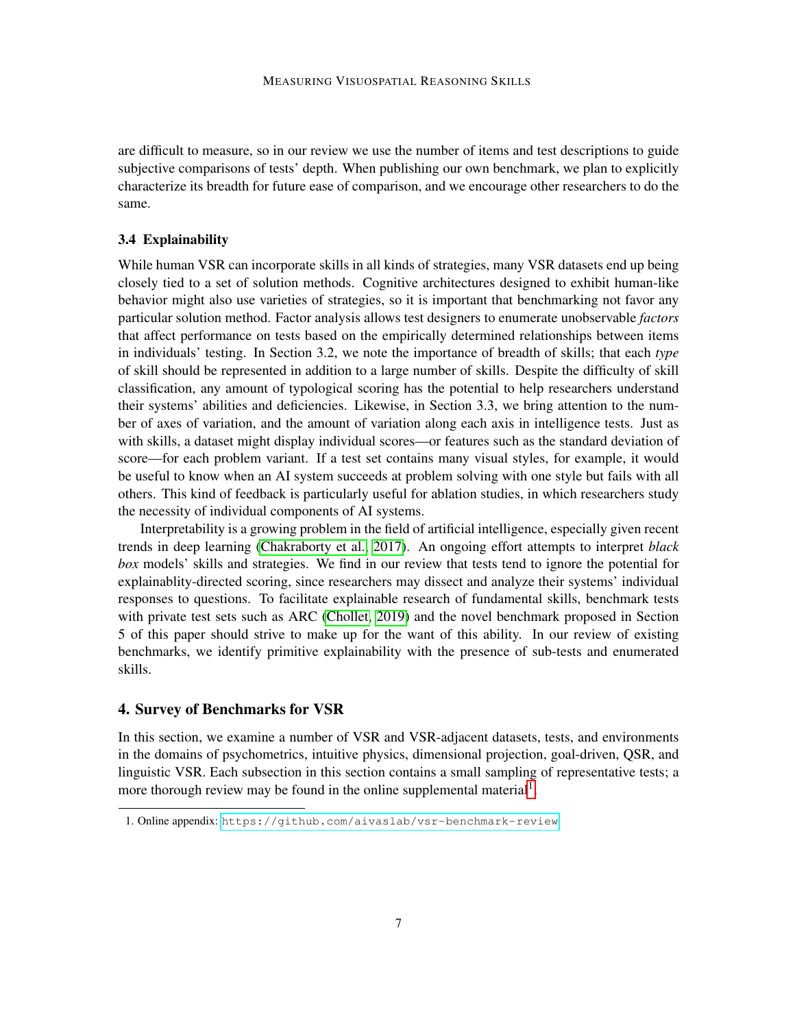are difficult to measure, so in our review we use the number of items and test descriptions to guide subjective comparisons of tests' depth. When publishing our own benchmark, we plan to explicitly characterize its breadth for future ease of comparison, and we encourage other researchers to do the same.

### 3.4 Explainability

While human VSR can incorporate skills in all kinds of strategies, many VSR datasets end up being closely tied to a set of solution methods. Cognitive architectures designed to exhibit human-like behavior might also use varieties of strategies, so it is important that benchmarking not favor any particular solution method. Factor analysis allows test designers to enumerate unobservable *factors* that affect performance on tests based on the empirically determined relationships between items in individuals' testing. In Section 3.2, we note the importance of breadth of skills; that each *type* of skill should be represented in addition to a large number of skills. Despite the difficulty of skill classification, any amount of typological scoring has the potential to help researchers understand their systems' abilities and deficiencies. Likewise, in Section 3.3, we bring attention to the number of axes of variation, and the amount of variation along each axis in intelligence tests. Just as with skills, a dataset might display individual scores—or features such as the standard deviation of score—for each problem variant. If a test set contains many visual styles, for example, it would be useful to know when an AI system succeeds at problem solving with one style but fails with all others. This kind of feedback is particularly useful for ablation studies, in which researchers study the necessity of individual components of AI systems.

Interpretability is a growing problem in the field of artificial intelligence, especially given recent trends in deep learning (Chakraborty et al., 2017). An ongoing effort attempts to interpret *black box* models' skills and strategies. We find in our review that tests tend to ignore the potential for explainablity-directed scoring, since researchers may dissect and analyze their systems' individual responses to questions. To facilitate explainable research of fundamental skills, benchmark tests with private test sets such as ARC (Chollet, 2019) and the novel benchmark proposed in Section 5 of this paper should strive to make up for the want of this ability. In our review of existing benchmarks, we identify primitive explainability with the presence of sub-tests and enumerated skills.

## 4. Survey of Benchmarks for VSR

In this section, we examine a number of VSR and VSR-adjacent datasets, tests, and environments in the domains of psychometrics, intuitive physics, dimensional projection, goal-driven, QSR, and linguistic VSR. Each subsection in this section contains a small sampling of representative tests; a more thorough review may be found in the online supplemental material[1].

1. Online appendix: https://github.com/aivaslab/vsr-benchmark-review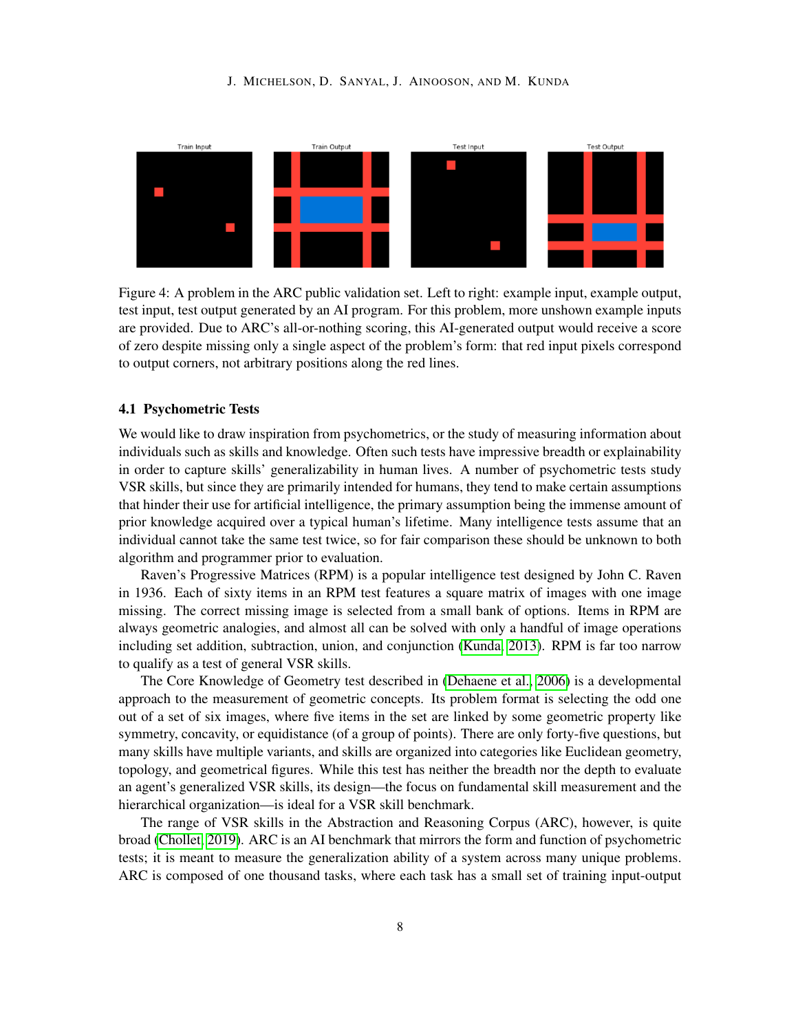Figure 4: A problem in the ARC public validation set. Left to right: example input, example output, test input, test output generated by an AI program. For this problem, more unshown example inputs are provided. Due to ARC's all-or-nothing scoring, this AI-generated output would receive a score of zero despite missing only a single aspect of the problem's form: that red input pixels correspond to output corners, not arbitrary positions along the red lines.

### 4.1 Psychometric Tests

We would like to draw inspiration from psychometrics, or the study of measuring information about individuals such as skills and knowledge. Often such tests have impressive breadth or explainability in order to capture skills' generalizability in human lives. A number of psychometric tests study VSR skills, but since they are primarily intended for humans, they tend to make certain assumptions that hinder their use for artificial intelligence, the primary assumption being the immense amount of prior knowledge acquired over a typical human's lifetime. Many intelligence tests assume that an individual cannot take the same test twice, so for fair comparison these should be unknown to both algorithm and programmer prior to evaluation.

Raven's Progressive Matrices (RPM) is a popular intelligence test designed by John C. Raven in 1936. Each of sixty items in an RPM test features a square matrix of images with one image missing. The correct missing image is selected from a small bank of options. Items in RPM are always geometric analogies, and almost all can be solved with only a handful of image operations including set addition, subtraction, union, and conjunction (Kunda, 2013). RPM is far too narrow to qualify as a test of general VSR skills.

The Core Knowledge of Geometry test described in (Dehaene et al., 2006) is a developmental approach to the measurement of geometric concepts. Its problem format is selecting the odd one out of a set of six images, where five items in the set are linked by some geometric property like symmetry, concavity, or equidistance (of a group of points). There are only forty-five questions, but many skills have multiple variants, and skills are organized into categories like Euclidean geometry, topology, and geometrical figures. While this test has neither the breadth nor the depth to evaluate an agent's generalized VSR skills, its design—the focus on fundamental skill measurement and the hierarchical organization—is ideal for a VSR skill benchmark.

The range of VSR skills in the Abstraction and Reasoning Corpus (ARC), however, is quite broad (Chollet, 2019). ARC is an AI benchmark that mirrors the form and function of psychometric tests; it is meant to measure the generalization ability of a system across many unique problems. ARC is composed of one thousand tasks, where each task has a small set of training input-output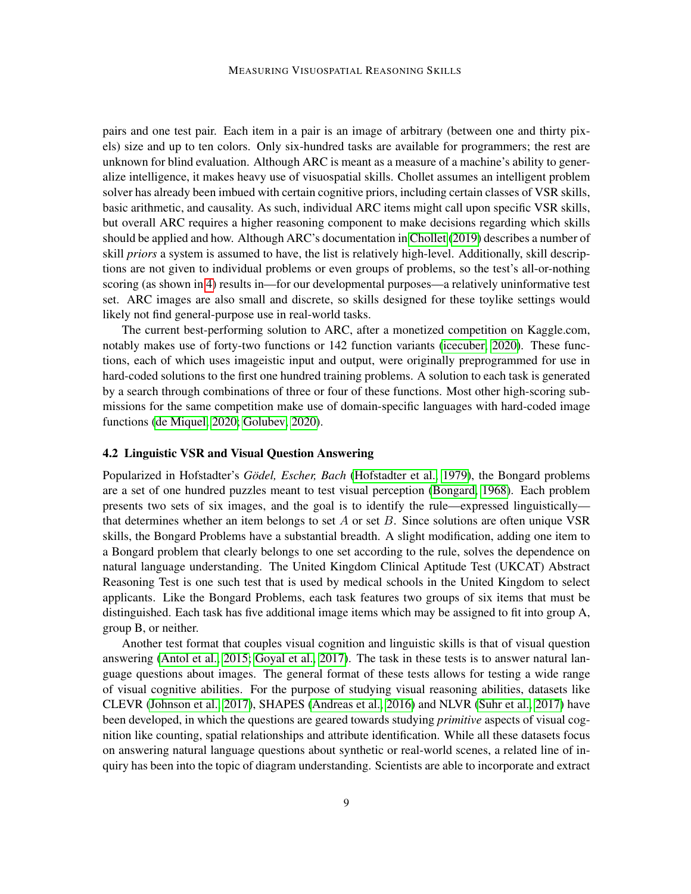pairs and one test pair. Each item in a pair is an image of arbitrary (between one and thirty pixels) size and up to ten colors. Only six-hundred tasks are available for programmers; the rest are unknown for blind evaluation. Although ARC is meant as a measure of a machine's ability to generalize intelligence, it makes heavy use of visuospatial skills. Chollet assumes an intelligent problem solver has already been imbued with certain cognitive priors, including certain classes of VSR skills, basic arithmetic, and causality. As such, individual ARC items might call upon specific VSR skills, but overall ARC requires a higher reasoning component to make decisions regarding which skills should be applied and how. Although ARC's documentation in Chollet (2019) describes a number of skill *priors* a system is assumed to have, the list is relatively high-level. Additionally, skill descriptions are not given to individual problems or even groups of problems, so the test's all-or-nothing scoring (as shown in 4) results in—for our developmental purposes—a relatively uninformative test set. ARC images are also small and discrete, so skills designed for these toylike settings would likely not find general-purpose use in real-world tasks.

The current best-performing solution to ARC, after a monetized competition on Kaggle.com, notably makes use of forty-two functions or 142 function variants (icecuber, 2020). These functions, each of which uses imageistic input and output, were originally preprogrammed for use in hard-coded solutions to the first one hundred training problems. A solution to each task is generated by a search through combinations of three or four of these functions. Most other high-scoring submissions for the same competition make use of domain-specific languages with hard-coded image functions (de Miquel, 2020; Golubev, 2020).

### 4.2 Linguistic VSR and Visual Question Answering

Popularized in Hofstadter's *Gödel, Escher, Bach* (Hofstadter et al., 1979), the Bongard problems are a set of one hundred puzzles meant to test visual perception (Bongard, 1968). Each problem presents two sets of six images, and the goal is to identify the rule—expressed linguistically—that determines whether an item belongs to set $A$ or set $B$. Since solutions are often unique VSR skills, the Bongard Problems have a substantial breadth. A slight modification, adding one item to a Bongard problem that clearly belongs to one set according to the rule, solves the dependence on natural language understanding. The United Kingdom Clinical Aptitude Test (UKCAT) Abstract Reasoning Test is one such test that is used by medical schools in the United Kingdom to select applicants. Like the Bongard Problems, each task features two groups of six items that must be distinguished. Each task has five additional image items which may be assigned to fit into group A, group B, or neither.

Another test format that couples visual cognition and linguistic skills is that of visual question answering (Antol et al., 2015; Goyal et al., 2017). The task in these tests is to answer natural language questions about images. The general format of these tests allows for testing a wide range of visual cognitive abilities. For the purpose of studying visual reasoning abilities, datasets like CLEVR (Johnson et al., 2017), SHAPES (Andreas et al., 2016) and NLVR (Suhr et al., 2017) have been developed, in which the questions are geared towards studying *primitive* aspects of visual cognition like counting, spatial relationships and attribute identification. While all these datasets focus on answering natural language questions about synthetic or real-world scenes, a related line of inquiry has been into the topic of diagram understanding. Scientists are able to incorporate and extract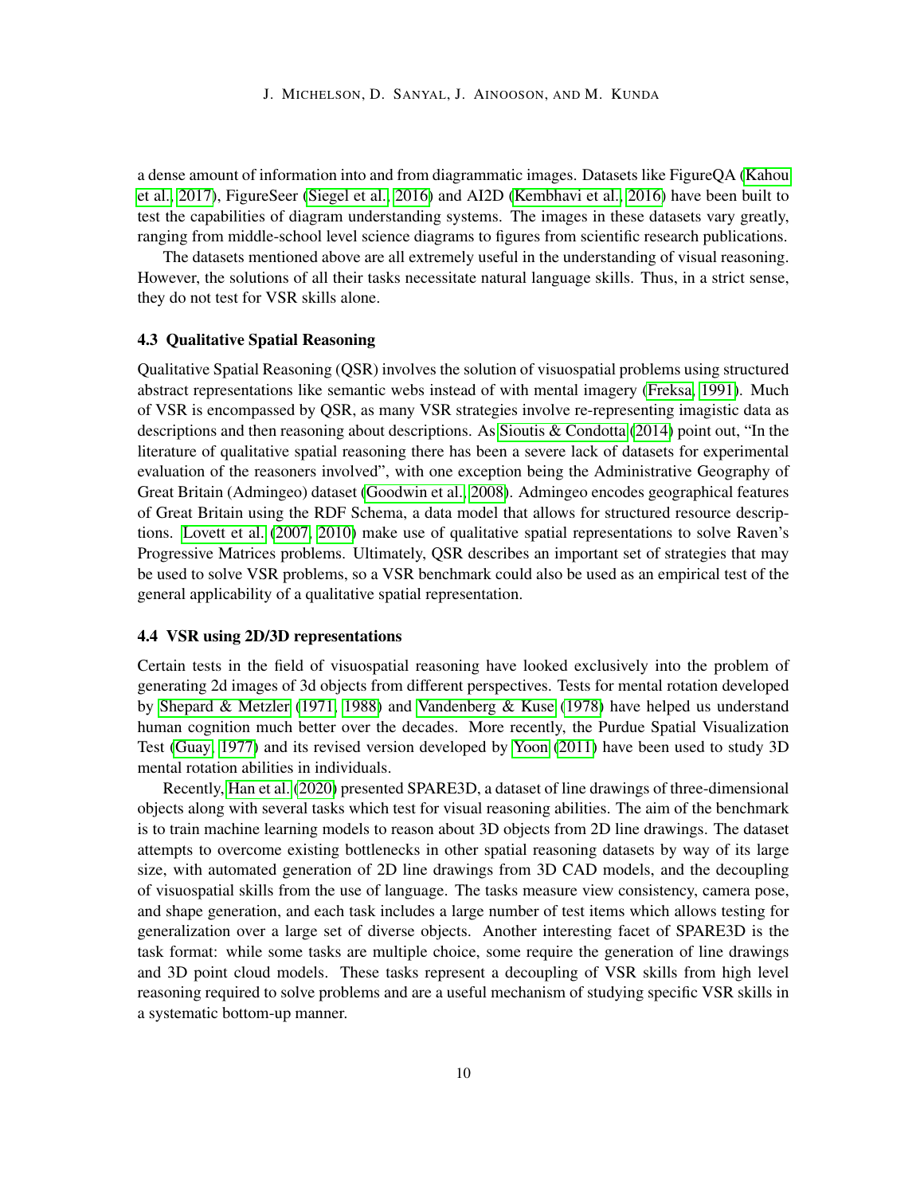a dense amount of information into and from diagrammatic images. Datasets like FigureQA (Kahou et al., 2017), FigureSeer (Siegel et al., 2016) and AI2D (Kembhavi et al., 2016) have been built to test the capabilities of diagram understanding systems. The images in these datasets vary greatly, ranging from middle-school level science diagrams to figures from scientific research publications.

The datasets mentioned above are all extremely useful in the understanding of visual reasoning. However, the solutions of all their tasks necessitate natural language skills. Thus, in a strict sense, they do not test for VSR skills alone.

### 4.3 Qualitative Spatial Reasoning

Qualitative Spatial Reasoning (QSR) involves the solution of visuospatial problems using structured abstract representations like semantic webs instead of with mental imagery (Freksa, 1991). Much of VSR is encompassed by QSR, as many VSR strategies involve re-representing imagistic data as descriptions and then reasoning about descriptions. As Sioutis & Condotta (2014) point out, "In the literature of qualitative spatial reasoning there has been a severe lack of datasets for experimental evaluation of the reasoners involved", with one exception being the Administrative Geography of Great Britain (Admingeo) dataset (Goodwin et al., 2008). Admingeo encodes geographical features of Great Britain using the RDF Schema, a data model that allows for structured resource descriptions. Lovett et al. (2007, 2010) make use of qualitative spatial representations to solve Raven's Progressive Matrices problems. Ultimately, QSR describes an important set of strategies that may be used to solve VSR problems, so a VSR benchmark could also be used as an empirical test of the general applicability of a qualitative spatial representation.

### 4.4 VSR using 2D/3D representations

Certain tests in the field of visuospatial reasoning have looked exclusively into the problem of generating 2d images of 3d objects from different perspectives. Tests for mental rotation developed by Shepard & Metzler (1971, 1988) and Vandenberg & Kuse (1978) have helped us understand human cognition much better over the decades. More recently, the Purdue Spatial Visualization Test (Guay, 1977) and its revised version developed by Yoon (2011) have been used to study 3D mental rotation abilities in individuals.

Recently, Han et al. (2020) presented SPARE3D, a dataset of line drawings of three-dimensional objects along with several tasks which test for visual reasoning abilities. The aim of the benchmark is to train machine learning models to reason about 3D objects from 2D line drawings. The dataset attempts to overcome existing bottlenecks in other spatial reasoning datasets by way of its large size, with automated generation of 2D line drawings from 3D CAD models, and the decoupling of visuospatial skills from the use of language. The tasks measure view consistency, camera pose, and shape generation, and each task includes a large number of test items which allows testing for generalization over a large set of diverse objects. Another interesting facet of SPARE3D is the task format: while some tasks are multiple choice, some require the generation of line drawings and 3D point cloud models. These tasks represent a decoupling of VSR skills from high level reasoning required to solve problems and are a useful mechanism of studying specific VSR skills in a systematic bottom-up manner.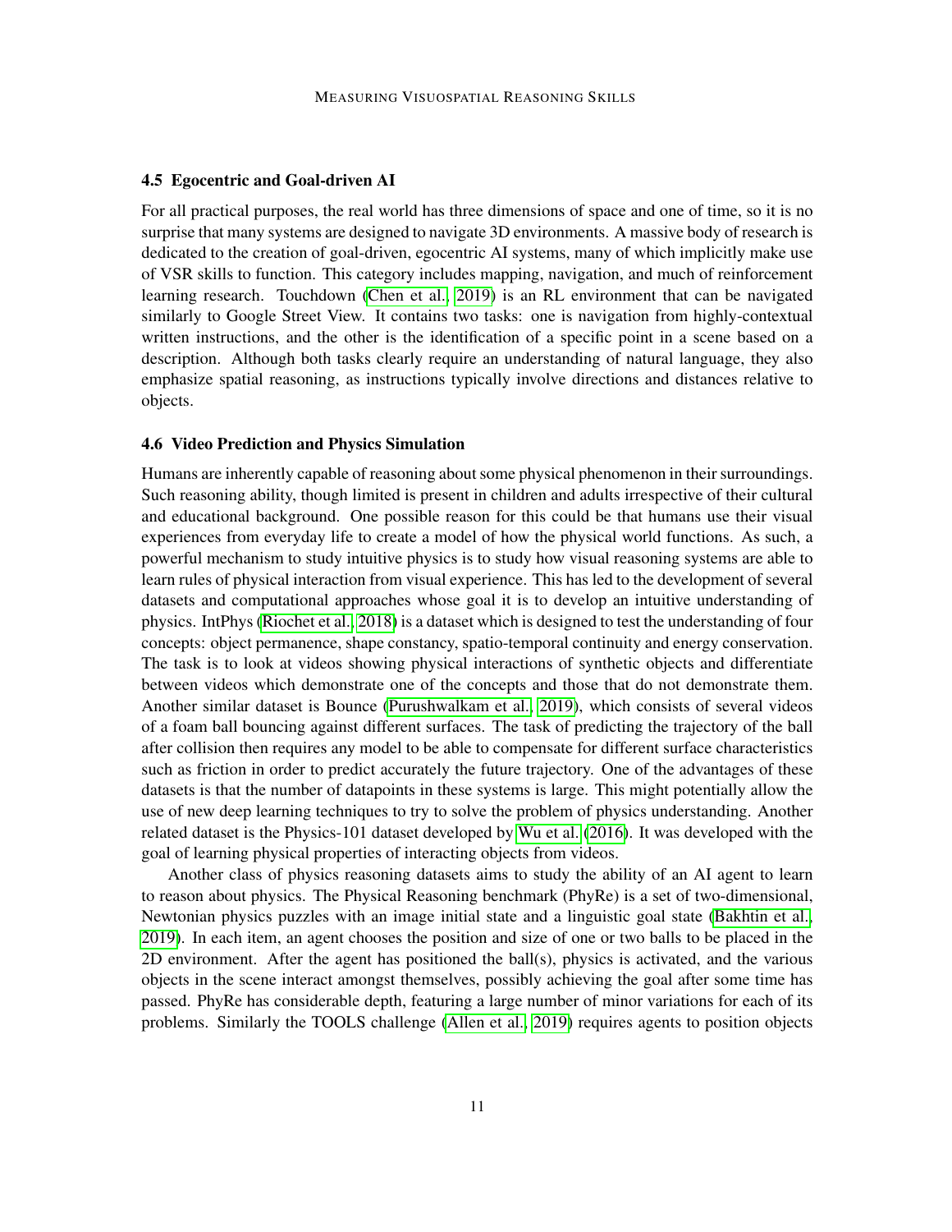### 4.5 Egocentric and Goal-driven AI

For all practical purposes, the real world has three dimensions of space and one of time, so it is no surprise that many systems are designed to navigate 3D environments. A massive body of research is dedicated to the creation of goal-driven, egocentric AI systems, many of which implicitly make use of VSR skills to function. This category includes mapping, navigation, and much of reinforcement learning research. Touchdown (Chen et al., 2019) is an RL environment that can be navigated similarly to Google Street View. It contains two tasks: one is navigation from highly-contextual written instructions, and the other is the identification of a specific point in a scene based on a description. Although both tasks clearly require an understanding of natural language, they also emphasize spatial reasoning, as instructions typically involve directions and distances relative to objects.

### 4.6 Video Prediction and Physics Simulation

Humans are inherently capable of reasoning about some physical phenomenon in their surroundings. Such reasoning ability, though limited is present in children and adults irrespective of their cultural and educational background. One possible reason for this could be that humans use their visual experiences from everyday life to create a model of how the physical world functions. As such, a powerful mechanism to study intuitive physics is to study how visual reasoning systems are able to learn rules of physical interaction from visual experience. This has led to the development of several datasets and computational approaches whose goal it is to develop an intuitive understanding of physics. IntPhys (Riochet et al., 2018) is a dataset which is designed to test the understanding of four concepts: object permanence, shape constancy, spatio-temporal continuity and energy conservation. The task is to look at videos showing physical interactions of synthetic objects and differentiate between videos which demonstrate one of the concepts and those that do not demonstrate them. Another similar dataset is Bounce (Purushwalkam et al., 2019), which consists of several videos of a foam ball bouncing against different surfaces. The task of predicting the trajectory of the ball after collision then requires any model to be able to compensate for different surface characteristics such as friction in order to predict accurately the future trajectory. One of the advantages of these datasets is that the number of datapoints in these systems is large. This might potentially allow the use of new deep learning techniques to try to solve the problem of physics understanding. Another related dataset is the Physics-101 dataset developed by Wu et al. (2016). It was developed with the goal of learning physical properties of interacting objects from videos.

Another class of physics reasoning datasets aims to study the ability of an AI agent to learn to reason about physics. The Physical Reasoning benchmark (PhyRe) is a set of two-dimensional, Newtonian physics puzzles with an image initial state and a linguistic goal state (Bakhtin et al., 2019). In each item, an agent chooses the position and size of one or two balls to be placed in the 2D environment. After the agent has positioned the ball(s), physics is activated, and the various objects in the scene interact amongst themselves, possibly achieving the goal after some time has passed. PhyRe has considerable depth, featuring a large number of minor variations for each of its problems. Similarly the TOOLS challenge (Allen et al., 2019) requires agents to position objects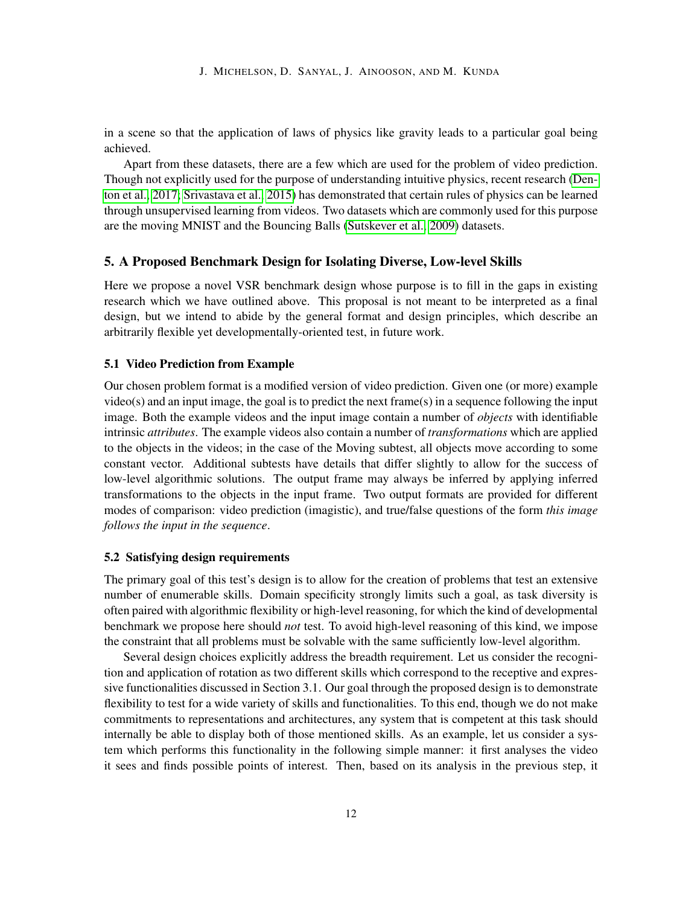in a scene so that the application of laws of physics like gravity leads to a particular goal being achieved.

Apart from these datasets, there are a few which are used for the problem of video prediction. Though not explicitly used for the purpose of understanding intuitive physics, recent research (Denton et al., 2017; Srivastava et al., 2015) has demonstrated that certain rules of physics can be learned through unsupervised learning from videos. Two datasets which are commonly used for this purpose are the moving MNIST and the Bouncing Balls (Sutskever et al., 2009) datasets.

## 5. A Proposed Benchmark Design for Isolating Diverse, Low-level Skills

Here we propose a novel VSR benchmark design whose purpose is to fill in the gaps in existing research which we have outlined above. This proposal is not meant to be interpreted as a final design, but we intend to abide by the general format and design principles, which describe an arbitrarily flexible yet developmentally-oriented test, in future work.

### 5.1 Video Prediction from Example

Our chosen problem format is a modified version of video prediction. Given one (or more) example video(s) and an input image, the goal is to predict the next frame(s) in a sequence following the input image. Both the example videos and the input image contain a number of *objects* with identifiable intrinsic *attributes*. The example videos also contain a number of *transformations* which are applied to the objects in the videos; in the case of the Moving subtest, all objects move according to some constant vector. Additional subtests have details that differ slightly to allow for the success of low-level algorithmic solutions. The output frame may always be inferred by applying inferred transformations to the objects in the input frame. Two output formats are provided for different modes of comparison: video prediction (imagistic), and true/false questions of the form *this image follows the input in the sequence*.

### 5.2 Satisfying design requirements

The primary goal of this test's design is to allow for the creation of problems that test an extensive number of enumerable skills. Domain specificity strongly limits such a goal, as task diversity is often paired with algorithmic flexibility or high-level reasoning, for which the kind of developmental benchmark we propose here should *not* test. To avoid high-level reasoning of this kind, we impose the constraint that all problems must be solvable with the same sufficiently low-level algorithm.

Several design choices explicitly address the breadth requirement. Let us consider the recognition and application of rotation as two different skills which correspond to the receptive and expressive functionalities discussed in Section 3.1. Our goal through the proposed design is to demonstrate flexibility to test for a wide variety of skills and functionalities. To this end, though we do not make commitments to representations and architectures, any system that is competent at this task should internally be able to display both of those mentioned skills. As an example, let us consider a system which performs this functionality in the following simple manner: it first analyses the video it sees and finds possible points of interest. Then, based on its analysis in the previous step, it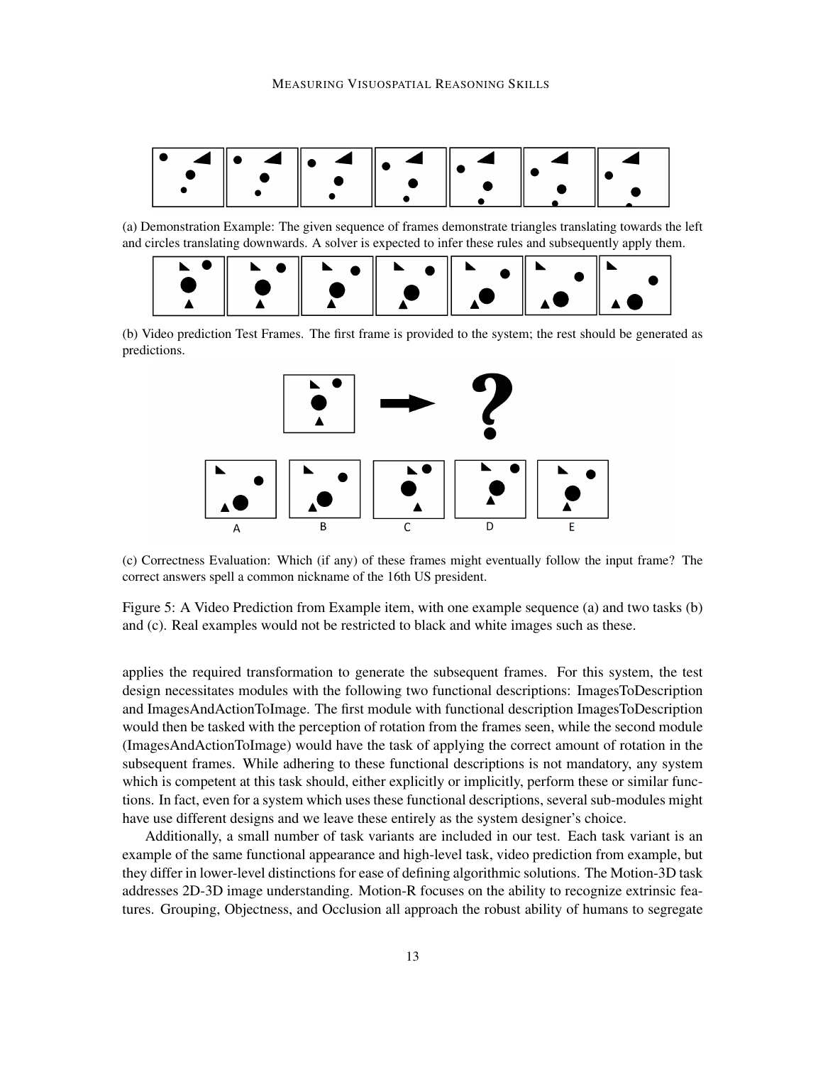(a) Demonstration Example: The given sequence of frames demonstrate triangles translating towards the left and circles translating downwards. A solver is expected to infer these rules and subsequently apply them.

(b) Video prediction Test Frames. The first frame is provided to the system; the rest should be generated as predictions.

(c) Correctness Evaluation: Which (if any) of these frames might eventually follow the input frame? The correct answers spell a common nickname of the 16th US president.

Figure 5: A Video Prediction from Example item, with one example sequence (a) and two tasks (b) and (c). Real examples would not be restricted to black and white images such as these.

applies the required transformation to generate the subsequent frames. For this system, the test design necessitates modules with the following two functional descriptions: ImagesToDescription and ImagesAndActionToImage. The first module with functional description ImagesToDescription would then be tasked with the perception of rotation from the frames seen, while the second module (ImagesAndActionToImage) would have the task of applying the correct amount of rotation in the subsequent frames. While adhering to these functional descriptions is not mandatory, any system which is competent at this task should, either explicitly or implicitly, perform these or similar functions. In fact, even for a system which uses these functional descriptions, several sub-modules might have use different designs and we leave these entirely as the system designer's choice.

Additionally, a small number of task variants are included in our test. Each task variant is an example of the same functional appearance and high-level task, video prediction from example, but they differ in lower-level distinctions for ease of defining algorithmic solutions. The Motion-3D task addresses 2D-3D image understanding. Motion-R focuses on the ability to recognize extrinsic features. Grouping, Objectness, and Occlusion all approach the robust ability of humans to segregate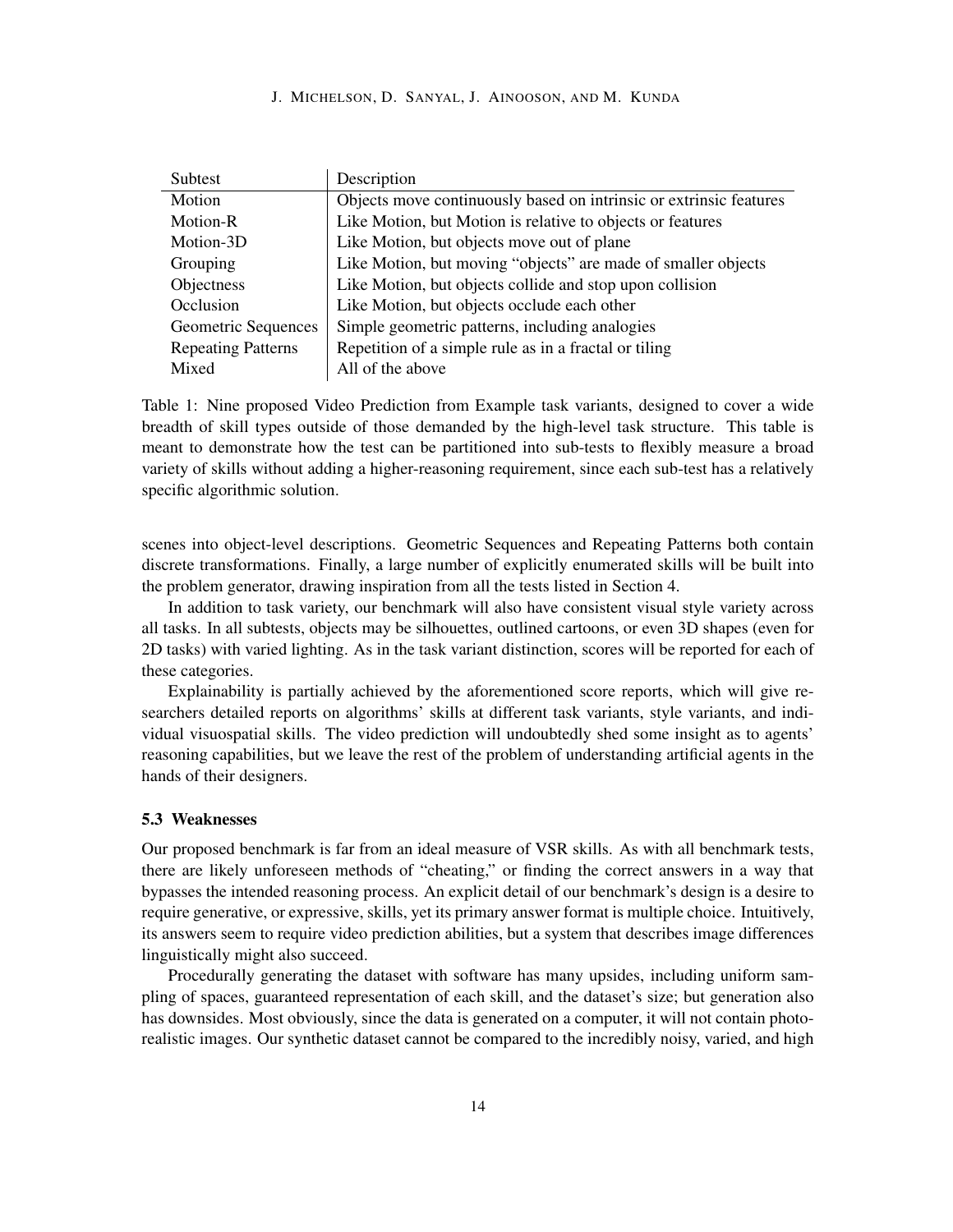| Subtest | Description |
| --- | --- |
| Motion | Objects move continuously based on intrinsic or extrinsic features |
| Motion-R | Like Motion, but Motion is relative to objects or features |
| Motion-3D | Like Motion, but objects move out of plane |
| Grouping | Like Motion, but moving "objects" are made of smaller objects |
| Objectness | Like Motion, but objects collide and stop upon collision |
| Occlusion | Like Motion, but objects occlude each other |
| Geometric Sequences | Simple geometric patterns, including analogies |
| Repeating Patterns | Repetition of a simple rule as in a fractal or tiling |
| Mixed | All of the above |

Table 1: Nine proposed Video Prediction from Example task variants, designed to cover a wide breadth of skill types outside of those demanded by the high-level task structure. This table is meant to demonstrate how the test can be partitioned into sub-tests to flexibly measure a broad variety of skills without adding a higher-reasoning requirement, since each sub-test has a relatively specific algorithmic solution.

scenes into object-level descriptions. Geometric Sequences and Repeating Patterns both contain discrete transformations. Finally, a large number of explicitly enumerated skills will be built into the problem generator, drawing inspiration from all the tests listed in Section 4.

In addition to task variety, our benchmark will also have consistent visual style variety across all tasks. In all subtests, objects may be silhouettes, outlined cartoons, or even 3D shapes (even for 2D tasks) with varied lighting. As in the task variant distinction, scores will be reported for each of these categories.

Explainability is partially achieved by the aforementioned score reports, which will give researchers detailed reports on algorithms' skills at different task variants, style variants, and individual visuospatial skills. The video prediction will undoubtedly shed some insight as to agents' reasoning capabilities, but we leave the rest of the problem of understanding artificial agents in the hands of their designers.

### 5.3 Weaknesses

Our proposed benchmark is far from an ideal measure of VSR skills. As with all benchmark tests, there are likely unforeseen methods of "cheating," or finding the correct answers in a way that bypasses the intended reasoning process. An explicit detail of our benchmark's design is a desire to require generative, or expressive, skills, yet its primary answer format is multiple choice. Intuitively, its answers seem to require video prediction abilities, but a system that describes image differences linguistically might also succeed.

Procedurally generating the dataset with software has many upsides, including uniform sampling of spaces, guaranteed representation of each skill, and the dataset's size; but generation also has downsides. Most obviously, since the data is generated on a computer, it will not contain photorealistic images. Our synthetic dataset cannot be compared to the incredibly noisy, varied, and high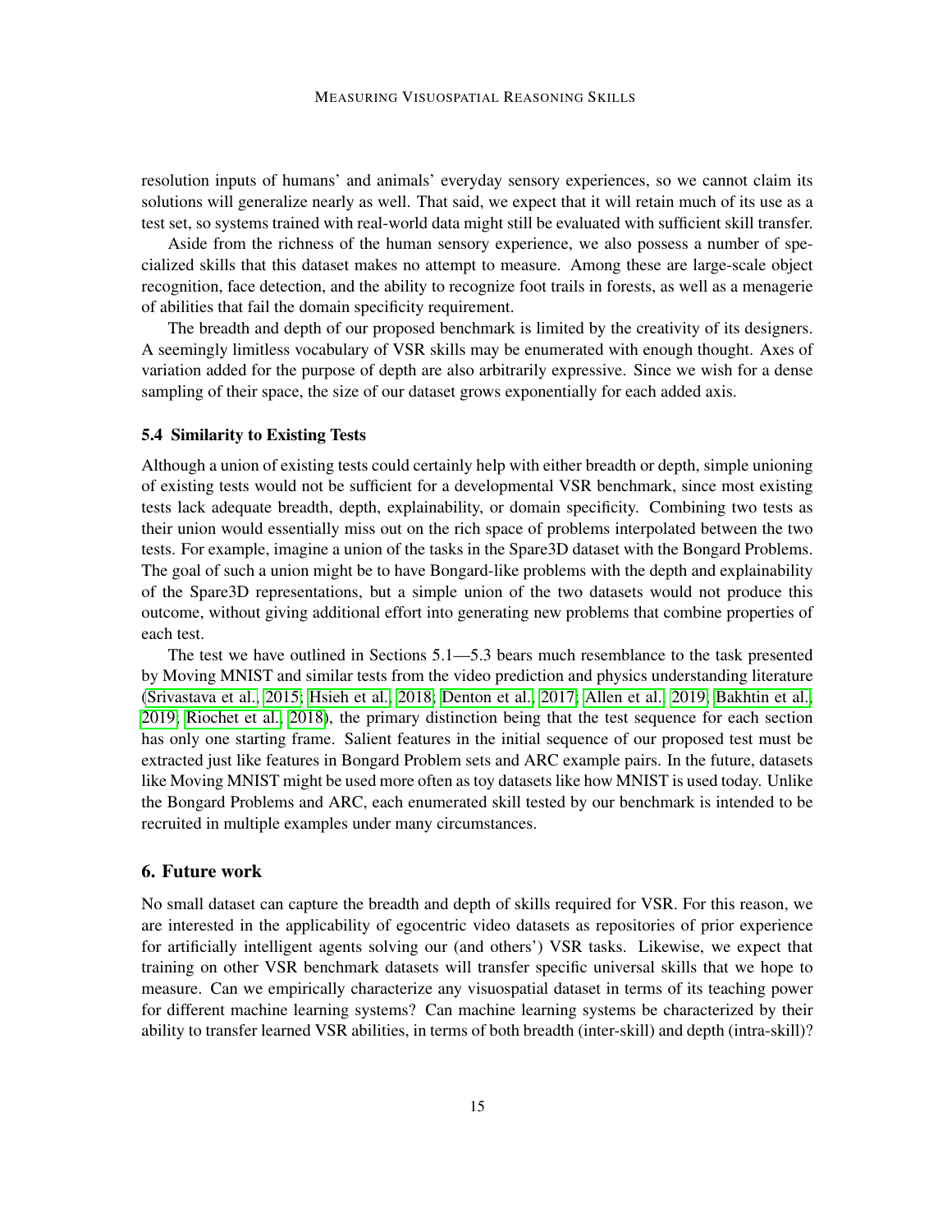resolution inputs of humans' and animals' everyday sensory experiences, so we cannot claim its solutions will generalize nearly as well. That said, we expect that it will retain much of its use as a test set, so systems trained with real-world data might still be evaluated with sufficient skill transfer.

Aside from the richness of the human sensory experience, we also possess a number of specialized skills that this dataset makes no attempt to measure. Among these are large-scale object recognition, face detection, and the ability to recognize foot trails in forests, as well as a menagerie of abilities that fail the domain specificity requirement.

The breadth and depth of our proposed benchmark is limited by the creativity of its designers. A seemingly limitless vocabulary of VSR skills may be enumerated with enough thought. Axes of variation added for the purpose of depth are also arbitrarily expressive. Since we wish for a dense sampling of their space, the size of our dataset grows exponentially for each added axis.

### 5.4 Similarity to Existing Tests

Although a union of existing tests could certainly help with either breadth or depth, simple unioning of existing tests would not be sufficient for a developmental VSR benchmark, since most existing tests lack adequate breadth, depth, explainability, or domain specificity. Combining two tests as their union would essentially miss out on the rich space of problems interpolated between the two tests. For example, imagine a union of the tasks in the Spare3D dataset with the Bongard Problems. The goal of such a union might be to have Bongard-like problems with the depth and explainability of the Spare3D representations, but a simple union of the two datasets would not produce this outcome, without giving additional effort into generating new problems that combine properties of each test.

The test we have outlined in Sections 5.1—5.3 bears much resemblance to the task presented by Moving MNIST and similar tests from the video prediction and physics understanding literature (Srivastava et al., 2015; Hsieh et al., 2018; Denton et al., 2017; Allen et al., 2019; Bakhtin et al., 2019; Riochet et al., 2018), the primary distinction being that the test sequence for each section has only one starting frame. Salient features in the initial sequence of our proposed test must be extracted just like features in Bongard Problem sets and ARC example pairs. In the future, datasets like Moving MNIST might be used more often as toy datasets like how MNIST is used today. Unlike the Bongard Problems and ARC, each enumerated skill tested by our benchmark is intended to be recruited in multiple examples under many circumstances.

## 6. Future work

No small dataset can capture the breadth and depth of skills required for VSR. For this reason, we are interested in the applicability of egocentric video datasets as repositories of prior experience for artificially intelligent agents solving our (and others') VSR tasks. Likewise, we expect that training on other VSR benchmark datasets will transfer specific universal skills that we hope to measure. Can we empirically characterize any visuospatial dataset in terms of its teaching power for different machine learning systems? Can machine learning systems be characterized by their ability to transfer learned VSR abilities, in terms of both breadth (inter-skill) and depth (intra-skill)?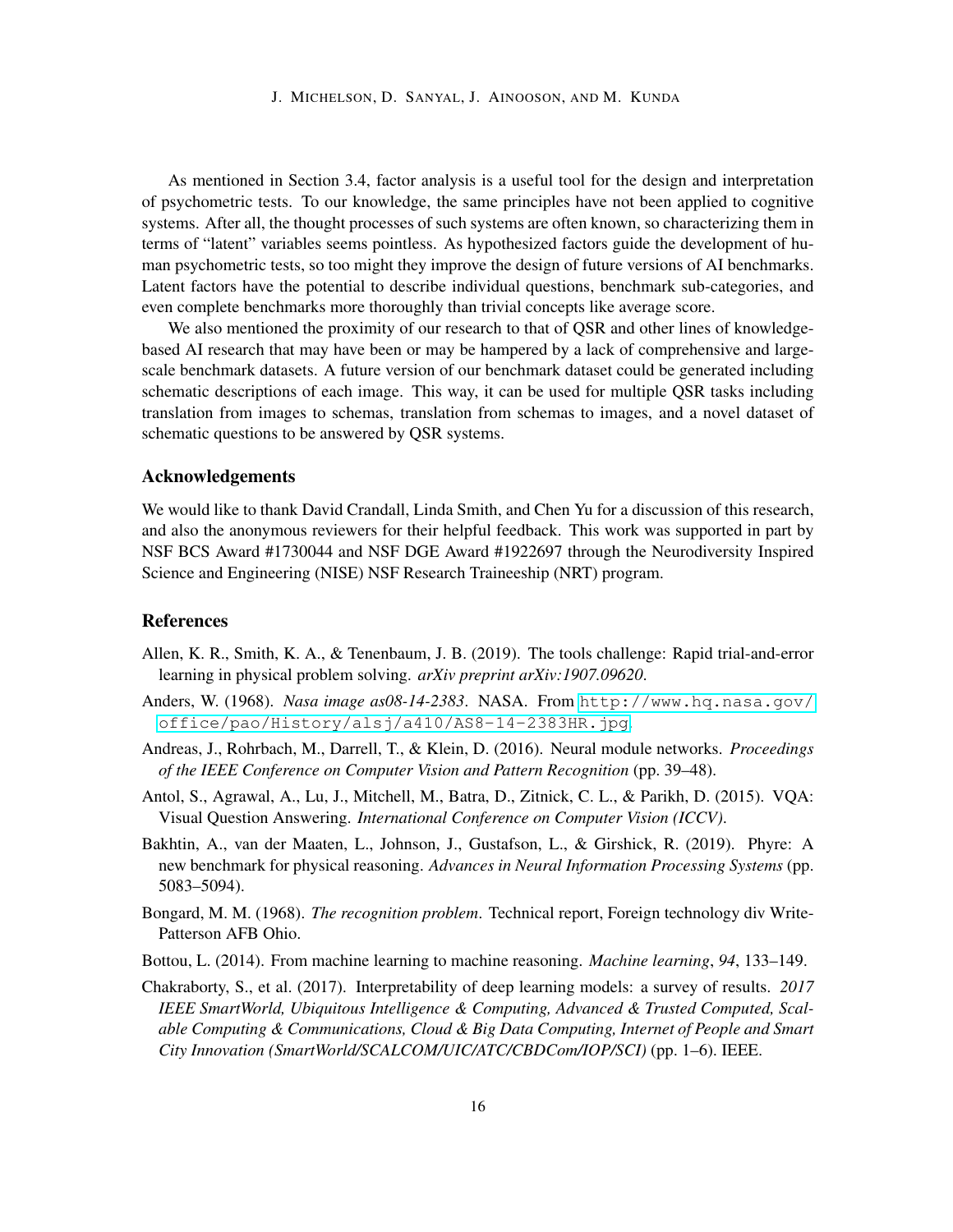As mentioned in Section 3.4, factor analysis is a useful tool for the design and interpretation of psychometric tests. To our knowledge, the same principles have not been applied to cognitive systems. After all, the thought processes of such systems are often known, so characterizing them in terms of "latent" variables seems pointless. As hypothesized factors guide the development of human psychometric tests, so too might they improve the design of future versions of AI benchmarks. Latent factors have the potential to describe individual questions, benchmark sub-categories, and even complete benchmarks more thoroughly than trivial concepts like average score.

We also mentioned the proximity of our research to that of QSR and other lines of knowledge-based AI research that may have been or may be hampered by a lack of comprehensive and large-scale benchmark datasets. A future version of our benchmark dataset could be generated including schematic descriptions of each image. This way, it can be used for multiple QSR tasks including translation from images to schemas, translation from schemas to images, and a novel dataset of schematic questions to be answered by QSR systems.

## Acknowledgements

We would like to thank David Crandall, Linda Smith, and Chen Yu for a discussion of this research, and also the anonymous reviewers for their helpful feedback. This work was supported in part by NSF BCS Award #1730044 and NSF DGE Award #1922697 through the Neurodiversity Inspired Science and Engineering (NISE) NSF Research Traineeship (NRT) program.

## References

Allen, K. R., Smith, K. A., & Tenenbaum, J. B. (2019). The tools challenge: Rapid trial-and-error learning in physical problem solving. *arXiv preprint arXiv:1907.09620*.

Anders, W. (1968). *Nasa image as08-14-2383*. NASA. From `http://www.hq.nasa.gov/office/pao/History/alsj/a410/AS8-14-2383HR.jpg`.

Andreas, J., Rohrbach, M., Darrell, T., & Klein, D. (2016). Neural module networks. *Proceedings of the IEEE Conference on Computer Vision and Pattern Recognition* (pp. 39–48).

Antol, S., Agrawal, A., Lu, J., Mitchell, M., Batra, D., Zitnick, C. L., & Parikh, D. (2015). VQA: Visual Question Answering. *International Conference on Computer Vision (ICCV)*.

Bakhtin, A., van der Maaten, L., Johnson, J., Gustafson, L., & Girshick, R. (2019). Phyre: A new benchmark for physical reasoning. *Advances in Neural Information Processing Systems* (pp. 5083–5094).

Bongard, M. M. (1968). *The recognition problem*. Technical report, Foreign technology div Write-Patterson AFB Ohio.

Bottou, L. (2014). From machine learning to machine reasoning. *Machine learning*, *94*, 133–149.

Chakraborty, S., et al. (2017). Interpretability of deep learning models: a survey of results. *2017 IEEE SmartWorld, Ubiquitous Intelligence & Computing, Advanced & Trusted Computed, Scalable Computing & Communications, Cloud & Big Data Computing, Internet of People and Smart City Innovation (SmartWorld/SCALCOM/UIC/ATC/CBDCom/IOP/SCI)* (pp. 1–6). IEEE.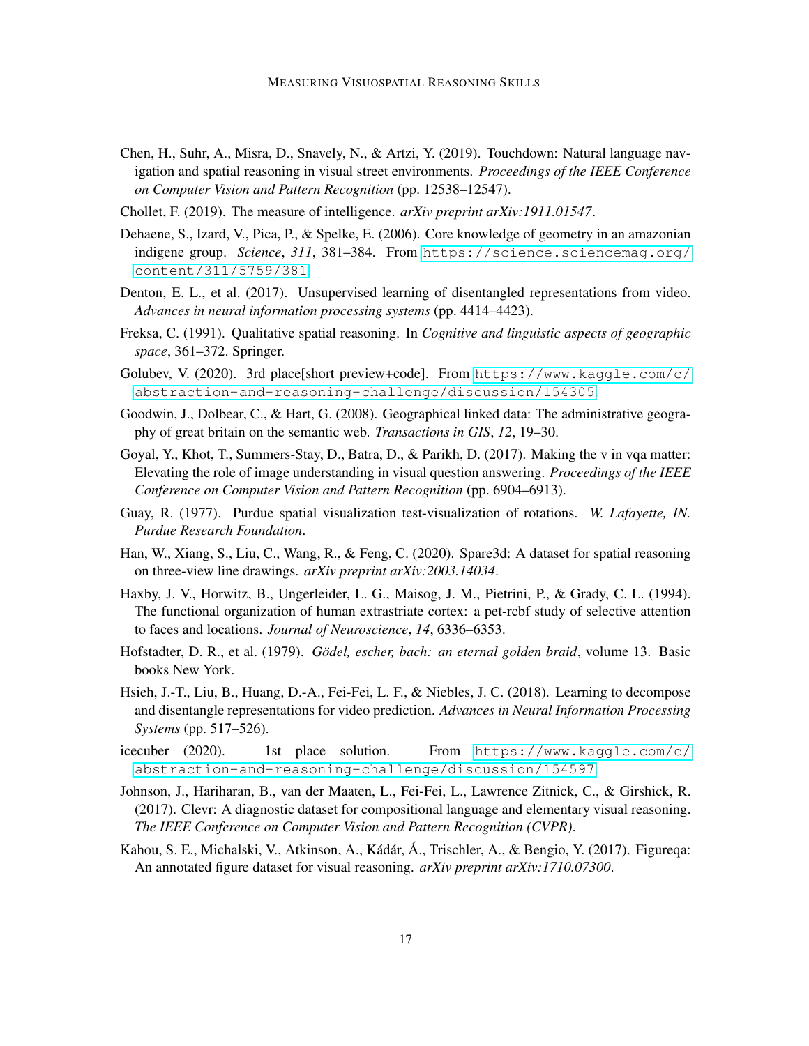Chen, H., Suhr, A., Misra, D., Snavely, N., & Artzi, Y. (2019). Touchdown: Natural language navigation and spatial reasoning in visual street environments. *Proceedings of the IEEE Conference on Computer Vision and Pattern Recognition* (pp. 12538–12547).

Chollet, F. (2019). The measure of intelligence. *arXiv preprint arXiv:1911.01547*.

Dehaene, S., Izard, V., Pica, P., & Spelke, E. (2006). Core knowledge of geometry in an amazonian indigene group. *Science*, *311*, 381–384. From https://science.sciencemag.org/content/311/5759/381.

Denton, E. L., et al. (2017). Unsupervised learning of disentangled representations from video. *Advances in neural information processing systems* (pp. 4414–4423).

Freksa, C. (1991). Qualitative spatial reasoning. In *Cognitive and linguistic aspects of geographic space*, 361–372. Springer.

Golubev, V. (2020). 3rd place[short preview+code]. From https://www.kaggle.com/c/abstraction-and-reasoning-challenge/discussion/154305.

Goodwin, J., Dolbear, C., & Hart, G. (2008). Geographical linked data: The administrative geography of great britain on the semantic web. *Transactions in GIS*, *12*, 19–30.

Goyal, Y., Khot, T., Summers-Stay, D., Batra, D., & Parikh, D. (2017). Making the v in vqa matter: Elevating the role of image understanding in visual question answering. *Proceedings of the IEEE Conference on Computer Vision and Pattern Recognition* (pp. 6904–6913).

Guay, R. (1977). Purdue spatial visualization test-visualization of rotations. *W. Lafayette, IN. Purdue Research Foundation*.

Han, W., Xiang, S., Liu, C., Wang, R., & Feng, C. (2020). Spare3d: A dataset for spatial reasoning on three-view line drawings. *arXiv preprint arXiv:2003.14034*.

Haxby, J. V., Horwitz, B., Ungerleider, L. G., Maisog, J. M., Pietrini, P., & Grady, C. L. (1994). The functional organization of human extrastriate cortex: a pet-rcbf study of selective attention to faces and locations. *Journal of Neuroscience*, *14*, 6336–6353.

Hofstadter, D. R., et al. (1979). *Gödel, escher, bach: an eternal golden braid*, volume 13. Basic books New York.

Hsieh, J.-T., Liu, B., Huang, D.-A., Fei-Fei, L. F., & Niebles, J. C. (2018). Learning to decompose and disentangle representations for video prediction. *Advances in Neural Information Processing Systems* (pp. 517–526).

icecuber (2020). 1st place solution. From https://www.kaggle.com/c/abstraction-and-reasoning-challenge/discussion/154597.

Johnson, J., Hariharan, B., van der Maaten, L., Fei-Fei, L., Lawrence Zitnick, C., & Girshick, R. (2017). Clevr: A diagnostic dataset for compositional language and elementary visual reasoning. *The IEEE Conference on Computer Vision and Pattern Recognition (CVPR)*.

Kahou, S. E., Michalski, V., Atkinson, A., Kádár, Á., Trischler, A., & Bengio, Y. (2017). Figureqa: An annotated figure dataset for visual reasoning. *arXiv preprint arXiv:1710.07300*.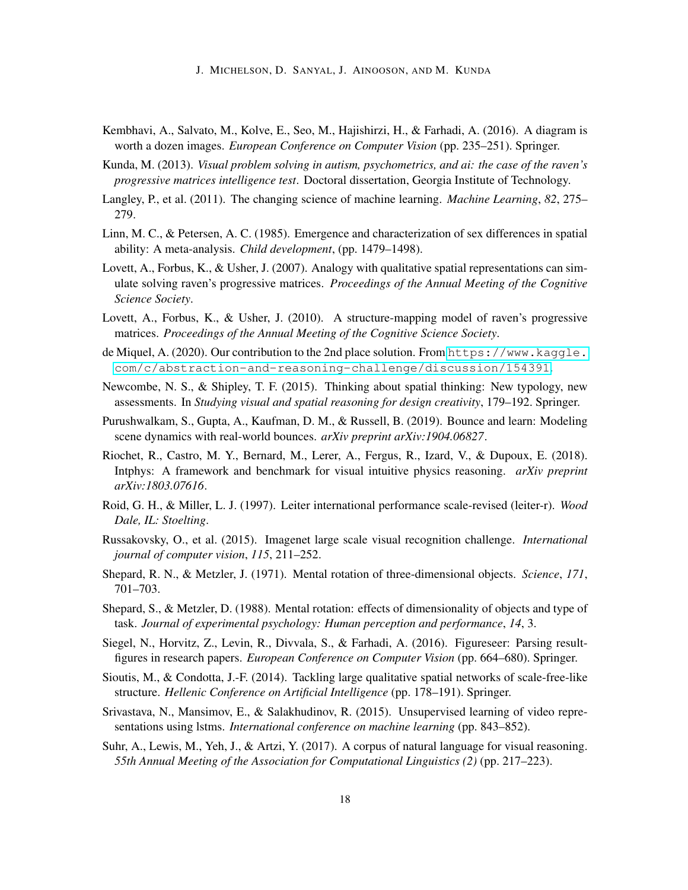Kembhavi, A., Salvato, M., Kolve, E., Seo, M., Hajishirzi, H., & Farhadi, A. (2016). A diagram is worth a dozen images. *European Conference on Computer Vision* (pp. 235–251). Springer.

Kunda, M. (2013). *Visual problem solving in autism, psychometrics, and ai: the case of the raven's progressive matrices intelligence test*. Doctoral dissertation, Georgia Institute of Technology.

Langley, P., et al. (2011). The changing science of machine learning. *Machine Learning*, *82*, 275–279.

Linn, M. C., & Petersen, A. C. (1985). Emergence and characterization of sex differences in spatial ability: A meta-analysis. *Child development*, (pp. 1479–1498).

Lovett, A., Forbus, K., & Usher, J. (2007). Analogy with qualitative spatial representations can simulate solving raven's progressive matrices. *Proceedings of the Annual Meeting of the Cognitive Science Society*.

Lovett, A., Forbus, K., & Usher, J. (2010). A structure-mapping model of raven's progressive matrices. *Proceedings of the Annual Meeting of the Cognitive Science Society*.

de Miquel, A. (2020). Our contribution to the 2nd place solution. From https://www.kaggle.com/c/abstraction-and-reasoning-challenge/discussion/154391.

Newcombe, N. S., & Shipley, T. F. (2015). Thinking about spatial thinking: New typology, new assessments. In *Studying visual and spatial reasoning for design creativity*, 179–192. Springer.

Purushwalkam, S., Gupta, A., Kaufman, D. M., & Russell, B. (2019). Bounce and learn: Modeling scene dynamics with real-world bounces. *arXiv preprint arXiv:1904.06827*.

Riochet, R., Castro, M. Y., Bernard, M., Lerer, A., Fergus, R., Izard, V., & Dupoux, E. (2018). Intphys: A framework and benchmark for visual intuitive physics reasoning. *arXiv preprint arXiv:1803.07616*.

Roid, G. H., & Miller, L. J. (1997). Leiter international performance scale-revised (leiter-r). *Wood Dale, IL: Stoelting*.

Russakovsky, O., et al. (2015). Imagenet large scale visual recognition challenge. *International journal of computer vision*, *115*, 211–252.

Shepard, R. N., & Metzler, J. (1971). Mental rotation of three-dimensional objects. *Science*, *171*, 701–703.

Shepard, S., & Metzler, D. (1988). Mental rotation: effects of dimensionality of objects and type of task. *Journal of experimental psychology: Human perception and performance*, *14*, 3.

Siegel, N., Horvitz, Z., Levin, R., Divvala, S., & Farhadi, A. (2016). Figureseer: Parsing result-figures in research papers. *European Conference on Computer Vision* (pp. 664–680). Springer.

Sioutis, M., & Condotta, J.-F. (2014). Tackling large qualitative spatial networks of scale-free-like structure. *Hellenic Conference on Artificial Intelligence* (pp. 178–191). Springer.

Srivastava, N., Mansimov, E., & Salakhudinov, R. (2015). Unsupervised learning of video representations using lstms. *International conference on machine learning* (pp. 843–852).

Suhr, A., Lewis, M., Yeh, J., & Artzi, Y. (2017). A corpus of natural language for visual reasoning. *55th Annual Meeting of the Association for Computational Linguistics (2)* (pp. 217–223).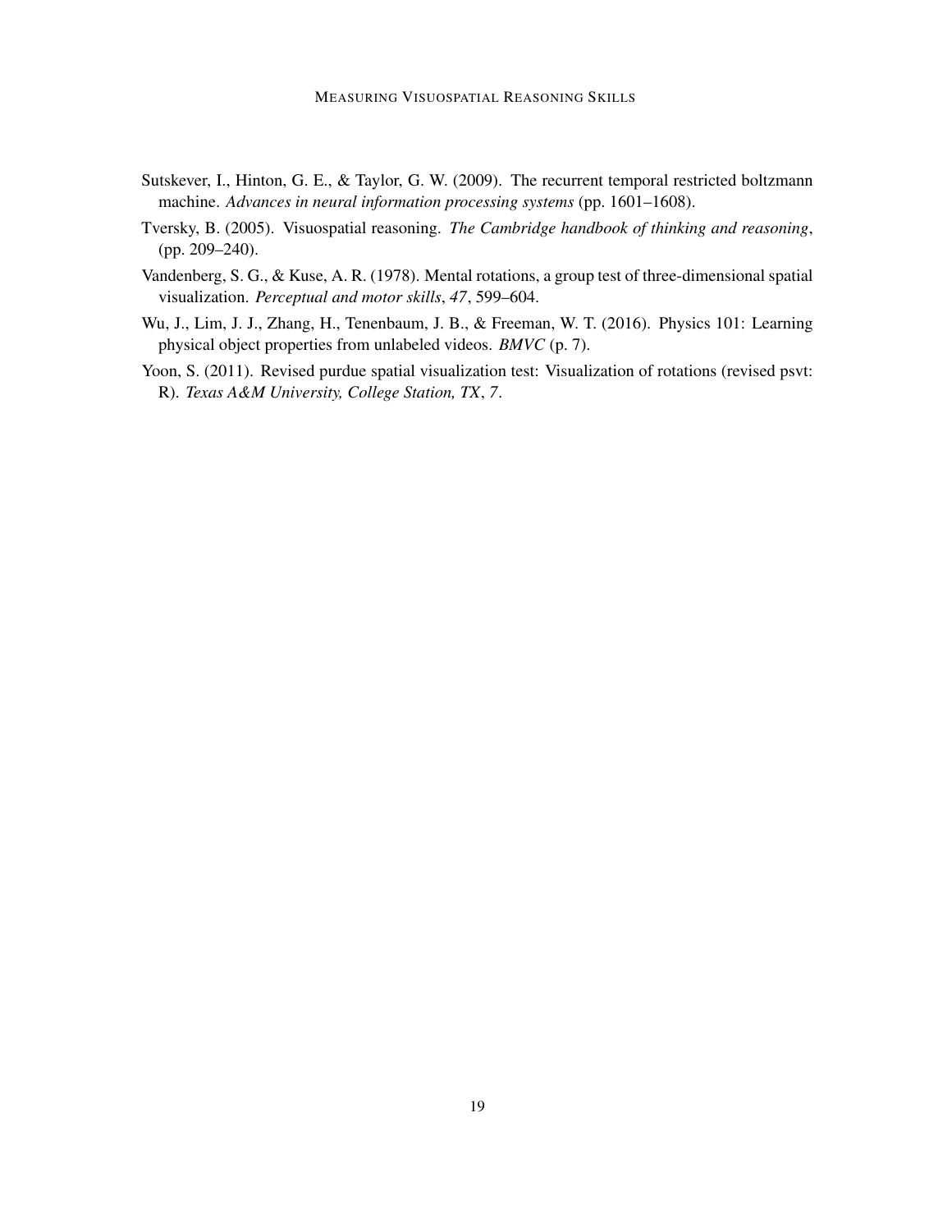Sutskever, I., Hinton, G. E., & Taylor, G. W. (2009). The recurrent temporal restricted boltzmann machine. *Advances in neural information processing systems* (pp. 1601–1608).

Tversky, B. (2005). Visuospatial reasoning. *The Cambridge handbook of thinking and reasoning*, (pp. 209–240).

Vandenberg, S. G., & Kuse, A. R. (1978). Mental rotations, a group test of three-dimensional spatial visualization. *Perceptual and motor skills*, *47*, 599–604.

Wu, J., Lim, J. J., Zhang, H., Tenenbaum, J. B., & Freeman, W. T. (2016). Physics 101: Learning physical object properties from unlabeled videos. *BMVC* (p. 7).

Yoon, S. (2011). Revised purdue spatial visualization test: Visualization of rotations (revised psvt: R). *Texas A&M University, College Station, TX*, *7*.